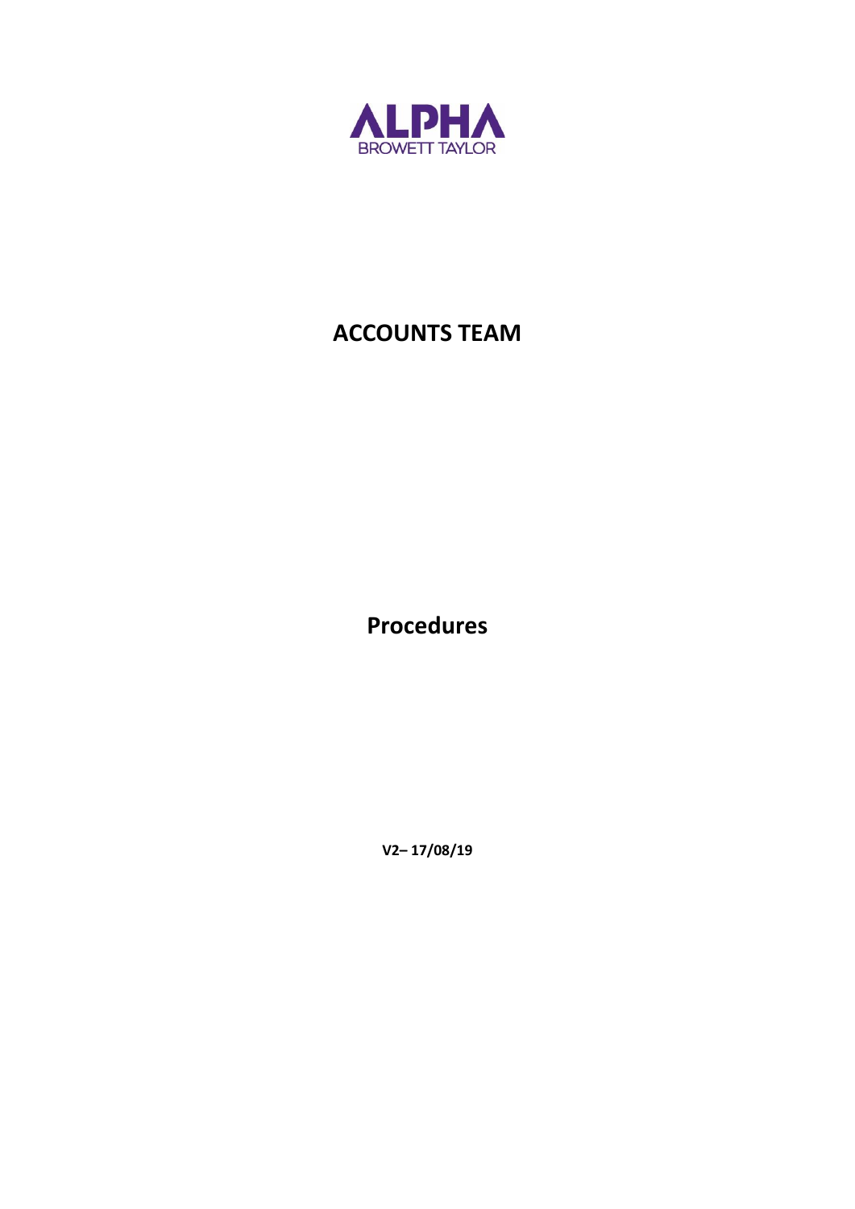ALPHA
BROWETT TAYLOR

# ACCOUNTS TEAM

## Procedures

**V2– 17/08/19**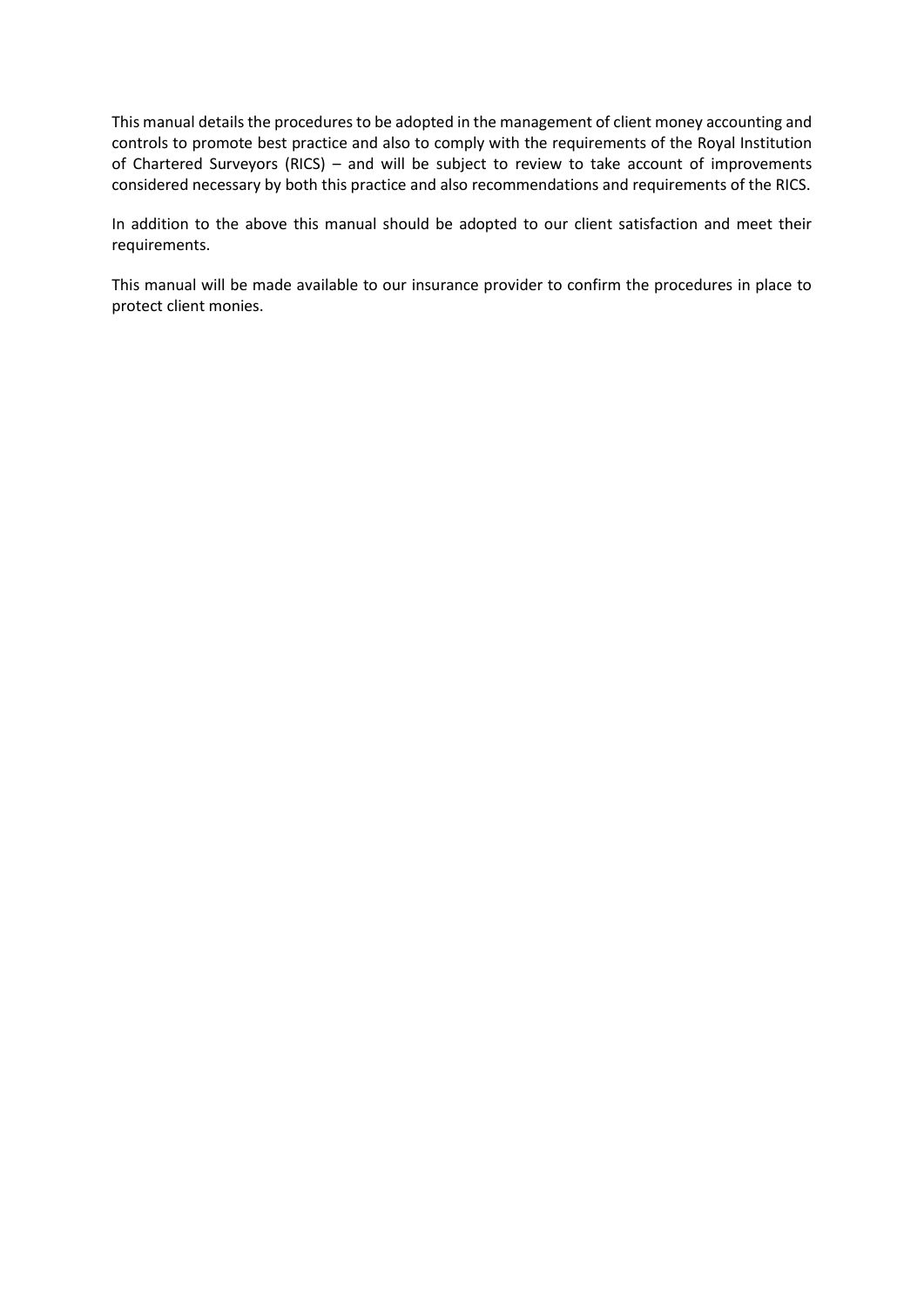This manual details the procedures to be adopted in the management of client money accounting and controls to promote best practice and also to comply with the requirements of the Royal Institution of Chartered Surveyors (RICS) – and will be subject to review to take account of improvements considered necessary by both this practice and also recommendations and requirements of the RICS.

In addition to the above this manual should be adopted to our client satisfaction and meet their requirements.

This manual will be made available to our insurance provider to confirm the procedures in place to protect client monies.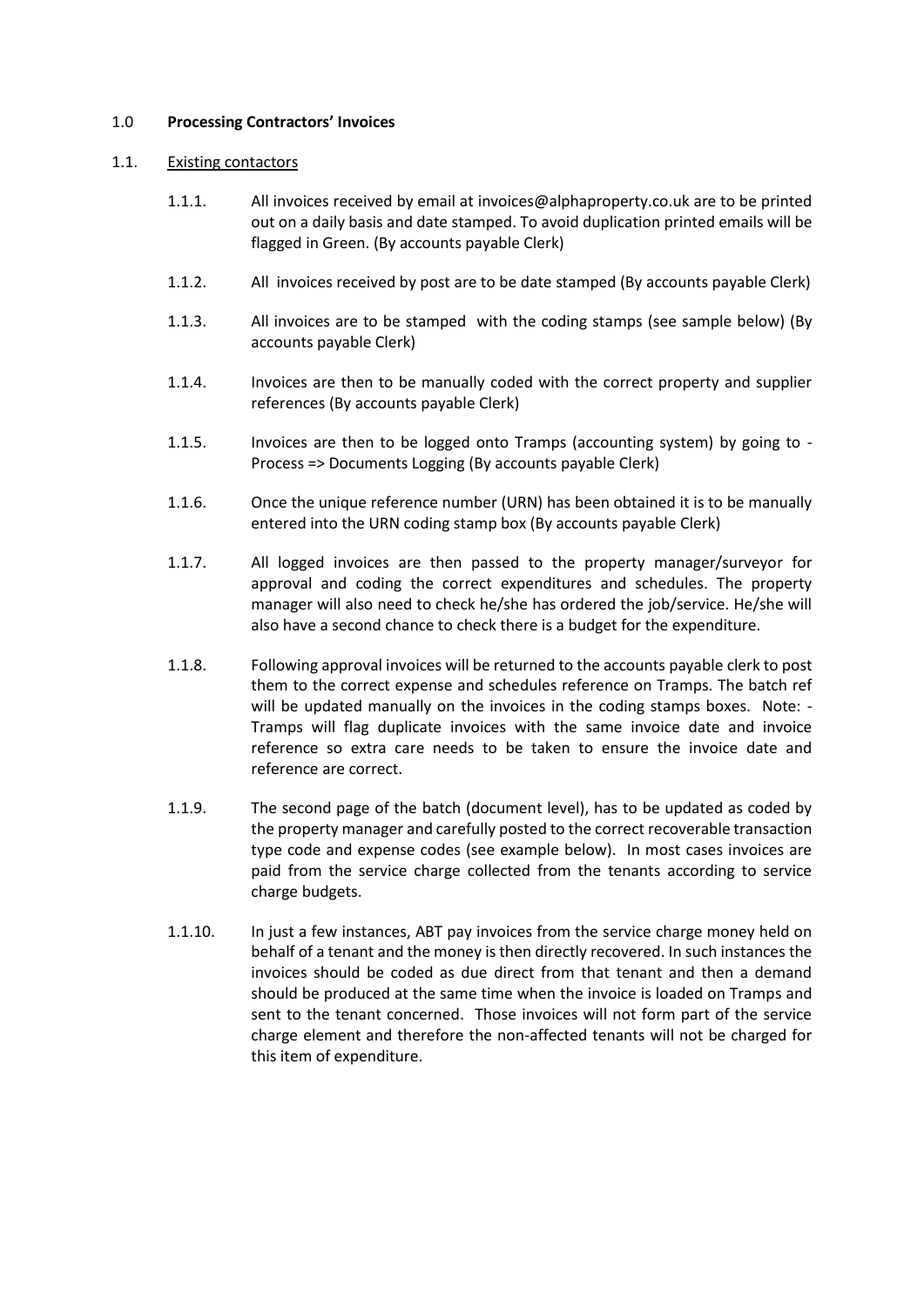## 1.0 **Processing Contractors' Invoices**

### 1.1. Existing contactors

1.1.1. All invoices received by email at invoices@alphaproperty.co.uk are to be printed out on a daily basis and date stamped. To avoid duplication printed emails will be flagged in Green. (By accounts payable Clerk)

1.1.2. All invoices received by post are to be date stamped (By accounts payable Clerk)

1.1.3. All invoices are to be stamped with the coding stamps (see sample below) (By accounts payable Clerk)

1.1.4. Invoices are then to be manually coded with the correct property and supplier references (By accounts payable Clerk)

1.1.5. Invoices are then to be logged onto Tramps (accounting system) by going to - Process => Documents Logging (By accounts payable Clerk)

1.1.6. Once the unique reference number (URN) has been obtained it is to be manually entered into the URN coding stamp box (By accounts payable Clerk)

1.1.7. All logged invoices are then passed to the property manager/surveyor for approval and coding the correct expenditures and schedules. The property manager will also need to check he/she has ordered the job/service. He/she will also have a second chance to check there is a budget for the expenditure.

1.1.8. Following approval invoices will be returned to the accounts payable clerk to post them to the correct expense and schedules reference on Tramps. The batch ref will be updated manually on the invoices in the coding stamps boxes. Note: - Tramps will flag duplicate invoices with the same invoice date and invoice reference so extra care needs to be taken to ensure the invoice date and reference are correct.

1.1.9. The second page of the batch (document level), has to be updated as coded by the property manager and carefully posted to the correct recoverable transaction type code and expense codes (see example below). In most cases invoices are paid from the service charge collected from the tenants according to service charge budgets.

1.1.10. In just a few instances, ABT pay invoices from the service charge money held on behalf of a tenant and the money is then directly recovered. In such instances the invoices should be coded as due direct from that tenant and then a demand should be produced at the same time when the invoice is loaded on Tramps and sent to the tenant concerned. Those invoices will not form part of the service charge element and therefore the non-affected tenants will not be charged for this item of expenditure.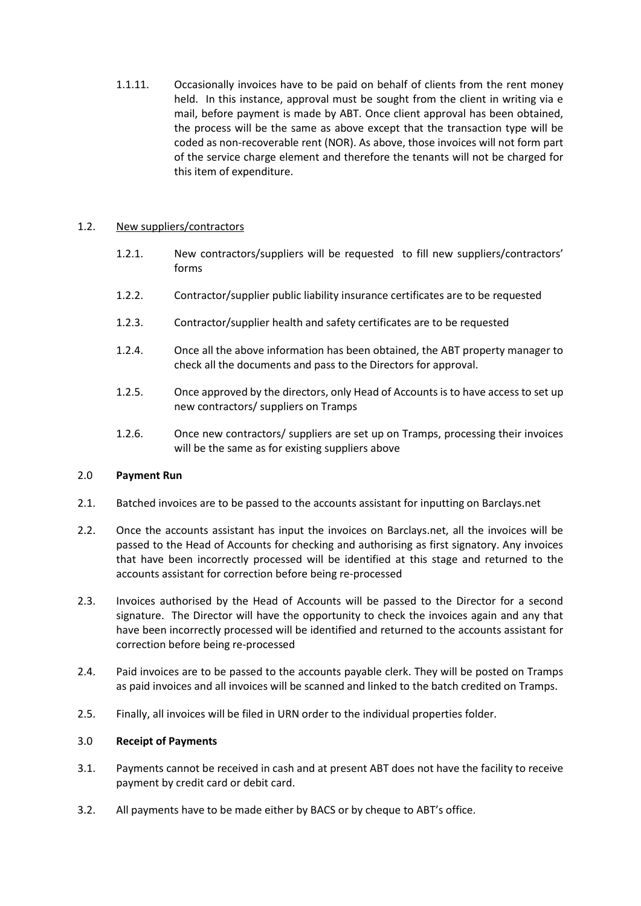1.1.11. Occasionally invoices have to be paid on behalf of clients from the rent money held. In this instance, approval must be sought from the client in writing via e mail, before payment is made by ABT. Once client approval has been obtained, the process will be the same as above except that the transaction type will be coded as non-recoverable rent (NOR). As above, those invoices will not form part of the service charge element and therefore the tenants will not be charged for this item of expenditure.

1.2. <u>New suppliers/contractors</u>

1.2.1. New contractors/suppliers will be requested to fill new suppliers/contractors' forms

1.2.2. Contractor/supplier public liability insurance certificates are to be requested

1.2.3. Contractor/supplier health and safety certificates are to be requested

1.2.4. Once all the above information has been obtained, the ABT property manager to check all the documents and pass to the Directors for approval.

1.2.5. Once approved by the directors, only Head of Accounts is to have access to set up new contractors/ suppliers on Tramps

1.2.6. Once new contractors/ suppliers are set up on Tramps, processing their invoices will be the same as for existing suppliers above

## 2.0 Payment Run

2.1. Batched invoices are to be passed to the accounts assistant for inputting on Barclays.net

2.2. Once the accounts assistant has input the invoices on Barclays.net, all the invoices will be passed to the Head of Accounts for checking and authorising as first signatory. Any invoices that have been incorrectly processed will be identified at this stage and returned to the accounts assistant for correction before being re-processed

2.3. Invoices authorised by the Head of Accounts will be passed to the Director for a second signature. The Director will have the opportunity to check the invoices again and any that have been incorrectly processed will be identified and returned to the accounts assistant for correction before being re-processed

2.4. Paid invoices are to be passed to the accounts payable clerk. They will be posted on Tramps as paid invoices and all invoices will be scanned and linked to the batch credited on Tramps.

2.5. Finally, all invoices will be filed in URN order to the individual properties folder.

## 3.0 Receipt of Payments

3.1. Payments cannot be received in cash and at present ABT does not have the facility to receive payment by credit card or debit card.

3.2. All payments have to be made either by BACS or by cheque to ABT's office.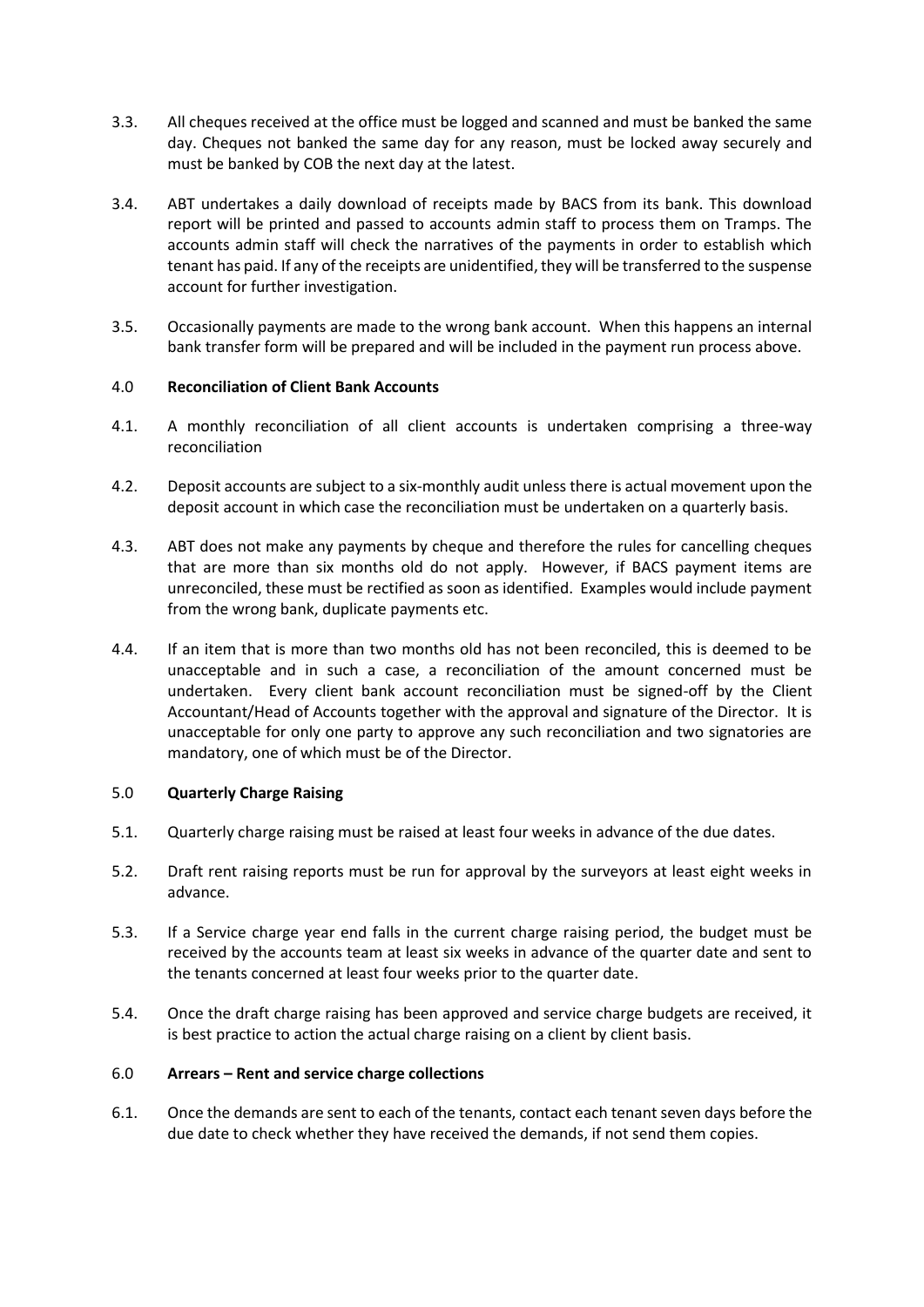3.3. All cheques received at the office must be logged and scanned and must be banked the same day. Cheques not banked the same day for any reason, must be locked away securely and must be banked by COB the next day at the latest.

3.4. ABT undertakes a daily download of receipts made by BACS from its bank. This download report will be printed and passed to accounts admin staff to process them on Tramps. The accounts admin staff will check the narratives of the payments in order to establish which tenant has paid. If any of the receipts are unidentified, they will be transferred to the suspense account for further investigation.

3.5. Occasionally payments are made to the wrong bank account. When this happens an internal bank transfer form will be prepared and will be included in the payment run process above.

## 4.0 Reconciliation of Client Bank Accounts

4.1. A monthly reconciliation of all client accounts is undertaken comprising a three-way reconciliation

4.2. Deposit accounts are subject to a six-monthly audit unless there is actual movement upon the deposit account in which case the reconciliation must be undertaken on a quarterly basis.

4.3. ABT does not make any payments by cheque and therefore the rules for cancelling cheques that are more than six months old do not apply. However, if BACS payment items are unreconciled, these must be rectified as soon as identified. Examples would include payment from the wrong bank, duplicate payments etc.

4.4. If an item that is more than two months old has not been reconciled, this is deemed to be unacceptable and in such a case, a reconciliation of the amount concerned must be undertaken. Every client bank account reconciliation must be signed-off by the Client Accountant/Head of Accounts together with the approval and signature of the Director. It is unacceptable for only one party to approve any such reconciliation and two signatories are mandatory, one of which must be of the Director.

## 5.0 Quarterly Charge Raising

5.1. Quarterly charge raising must be raised at least four weeks in advance of the due dates.

5.2. Draft rent raising reports must be run for approval by the surveyors at least eight weeks in advance.

5.3. If a Service charge year end falls in the current charge raising period, the budget must be received by the accounts team at least six weeks in advance of the quarter date and sent to the tenants concerned at least four weeks prior to the quarter date.

5.4. Once the draft charge raising has been approved and service charge budgets are received, it is best practice to action the actual charge raising on a client by client basis.

## 6.0 Arrears – Rent and service charge collections

6.1. Once the demands are sent to each of the tenants, contact each tenant seven days before the due date to check whether they have received the demands, if not send them copies.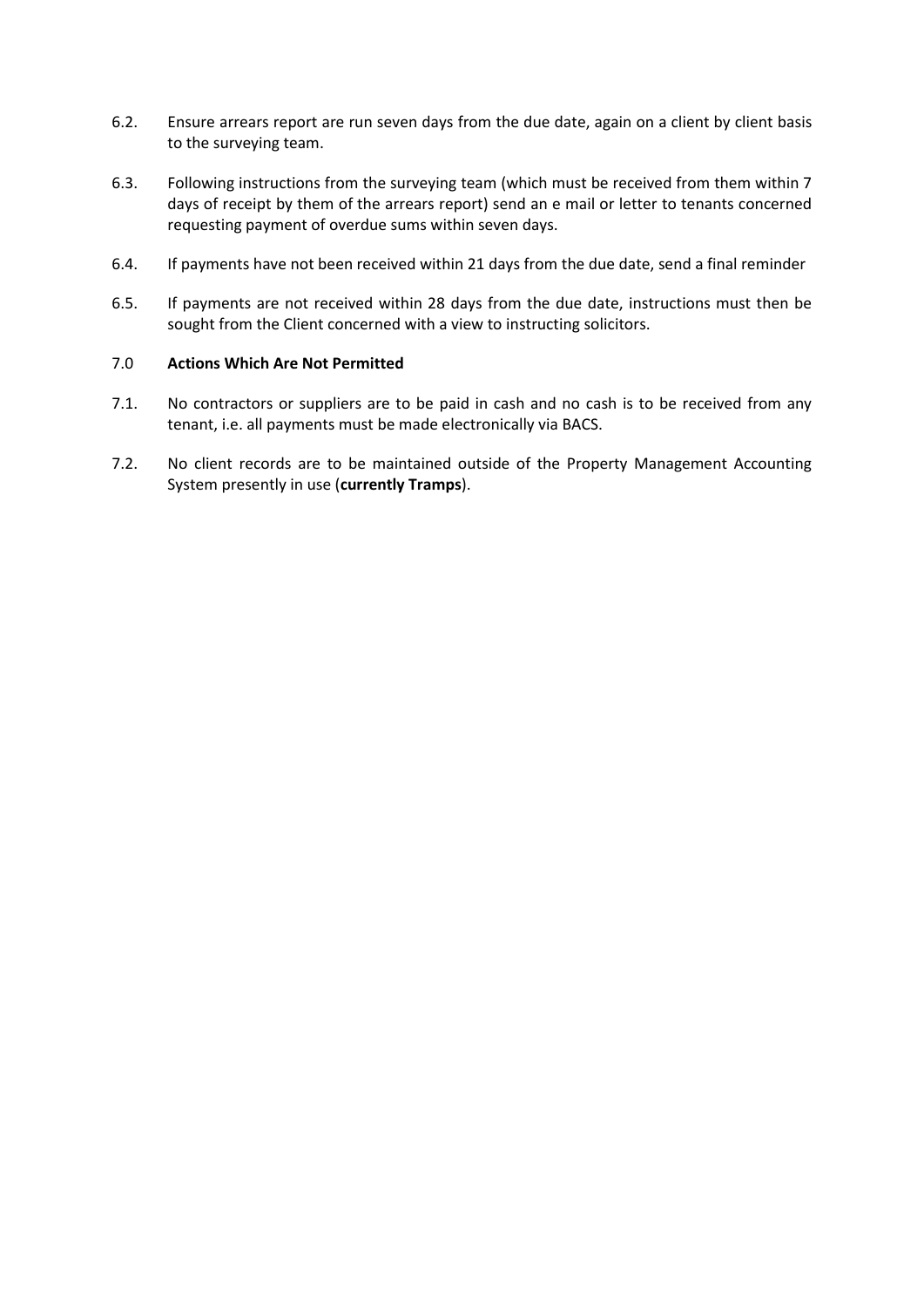6.2. Ensure arrears report are run seven days from the due date, again on a client by client basis to the surveying team.

6.3. Following instructions from the surveying team (which must be received from them within 7 days of receipt by them of the arrears report) send an e mail or letter to tenants concerned requesting payment of overdue sums within seven days.

6.4. If payments have not been received within 21 days from the due date, send a final reminder

6.5. If payments are not received within 28 days from the due date, instructions must then be sought from the Client concerned with a view to instructing solicitors.

## 7.0 Actions Which Are Not Permitted

7.1. No contractors or suppliers are to be paid in cash and no cash is to be received from any tenant, i.e. all payments must be made electronically via BACS.

7.2. No client records are to be maintained outside of the Property Management Accounting System presently in use (**currently Tramps**).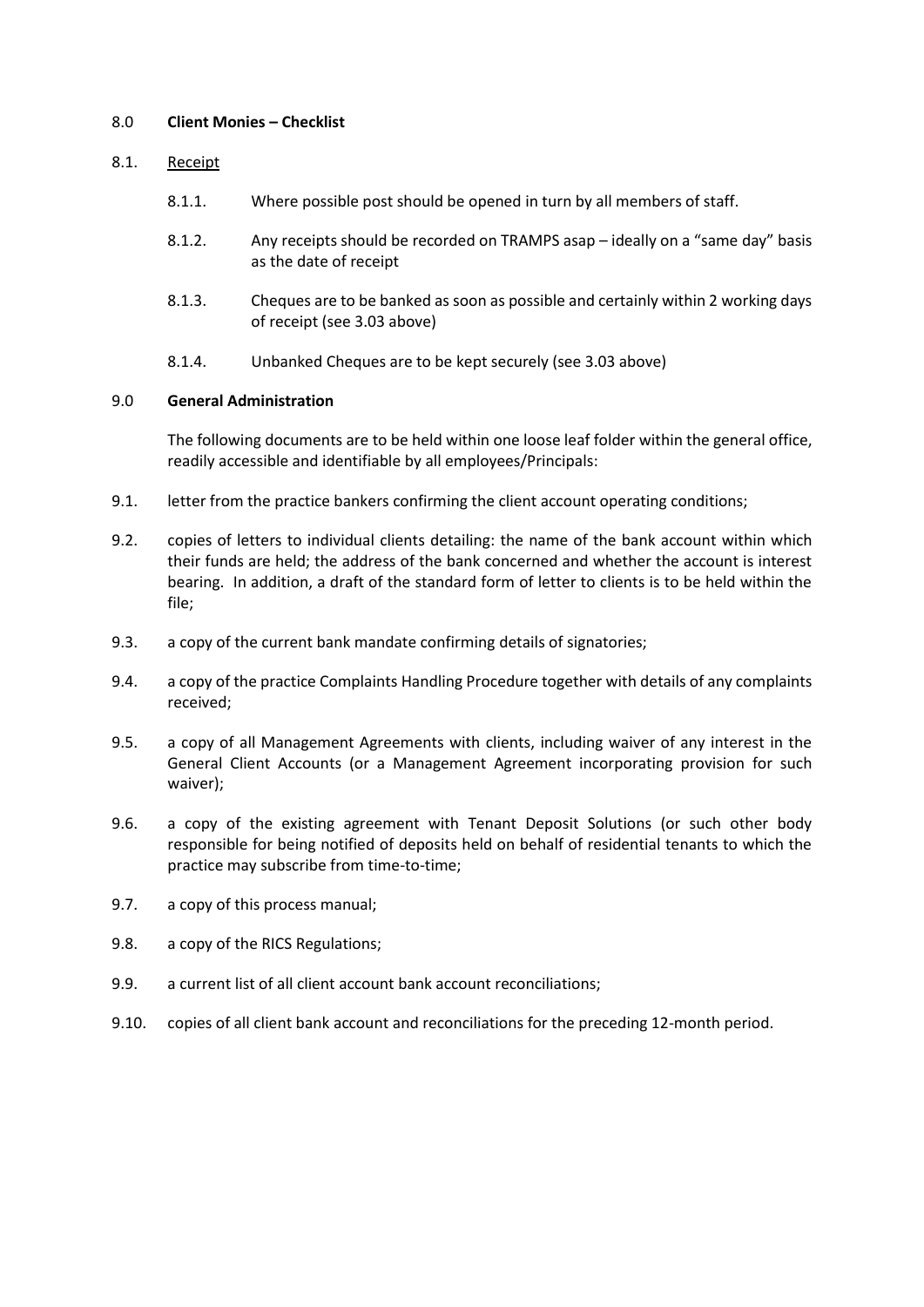## 8.0 **Client Monies – Checklist**

8.1. Receipt

8.1.1. Where possible post should be opened in turn by all members of staff.

8.1.2. Any receipts should be recorded on TRAMPS asap – ideally on a "same day" basis as the date of receipt

8.1.3. Cheques are to be banked as soon as possible and certainly within 2 working days of receipt (see 3.03 above)

8.1.4. Unbanked Cheques are to be kept securely (see 3.03 above)

## 9.0 **General Administration**

The following documents are to be held within one loose leaf folder within the general office, readily accessible and identifiable by all employees/Principals:

9.1. letter from the practice bankers confirming the client account operating conditions;

9.2. copies of letters to individual clients detailing: the name of the bank account within which their funds are held; the address of the bank concerned and whether the account is interest bearing. In addition, a draft of the standard form of letter to clients is to be held within the file;

9.3. a copy of the current bank mandate confirming details of signatories;

9.4. a copy of the practice Complaints Handling Procedure together with details of any complaints received;

9.5. a copy of all Management Agreements with clients, including waiver of any interest in the General Client Accounts (or a Management Agreement incorporating provision for such waiver);

9.6. a copy of the existing agreement with Tenant Deposit Solutions (or such other body responsible for being notified of deposits held on behalf of residential tenants to which the practice may subscribe from time-to-time;

9.7. a copy of this process manual;

9.8. a copy of the RICS Regulations;

9.9. a current list of all client account bank account reconciliations;

9.10. copies of all client bank account and reconciliations for the preceding 12-month period.